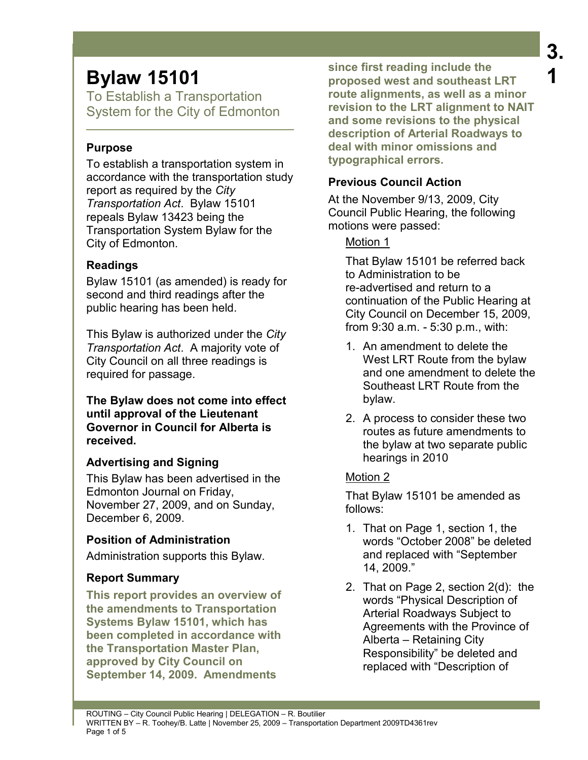# Bylaw 15101

To Establish a Transportation System for the City of Edmonton

### Purpose

To establish a transportation system in accordance with the transportation study report as required by the *City Transportation Act*. Bylaw 15101 repeals Bylaw 13423 being the Transportation System Bylaw for the City of Edmonton.

### Readings

Bylaw 15101 (as amended) is ready for second and third readings after the public hearing has been held.

This Bylaw is authorized under the *City Transportation Act*. A majority vote of City Council on all three readings is required for passage.

**The Bylaw does not come into effect until approval of the Lieutenant Governor in Council for Alberta is received.**

### Advertising and Signing

This Bylaw has been advertised in the Edmonton Journal on Friday, November 27, 2009, and on Sunday, December 6, 2009.

### Position of Administration

Administration supports this Bylaw.

### Report Summary

**This report provides an overview of the amendments to Transportation Systems Bylaw 15101, which has been completed in accordance with the Transportation Master Plan, approved by City Council on September 14, 2009. Amendments since first reading include the proposed west and southeast LRT route alignments, as well as a minor revision to the LRT alignment to NAIT and some revisions to the physical description of Arterial Roadways to deal with minor omissions and typographical errors.**

### Previous Council Action

At the November 9/13, 2009, City Council Public Hearing, the following motions were passed:

Motion 1

That Bylaw 15101 be referred back to Administration to be re-advertised and return to a continuation of the Public Hearing at City Council on December 15, 2009, from 9:30 a.m. - 5:30 p.m., with:

1. An amendment to delete the West LRT Route from the bylaw and one amendment to delete the Southeast LRT Route from the bylaw.
2. A process to consider these two routes as future amendments to the bylaw at two separate public hearings in 2010

Motion 2

That Bylaw 15101 be amended as follows:

1. That on Page 1, section 1, the words "October 2008" be deleted and replaced with "September 14, 2009."
2. That on Page 2, section 2(d): the words "Physical Description of Arterial Roadways Subject to Agreements with the Province of Alberta – Retaining City Responsibility" be deleted and replaced with "Description of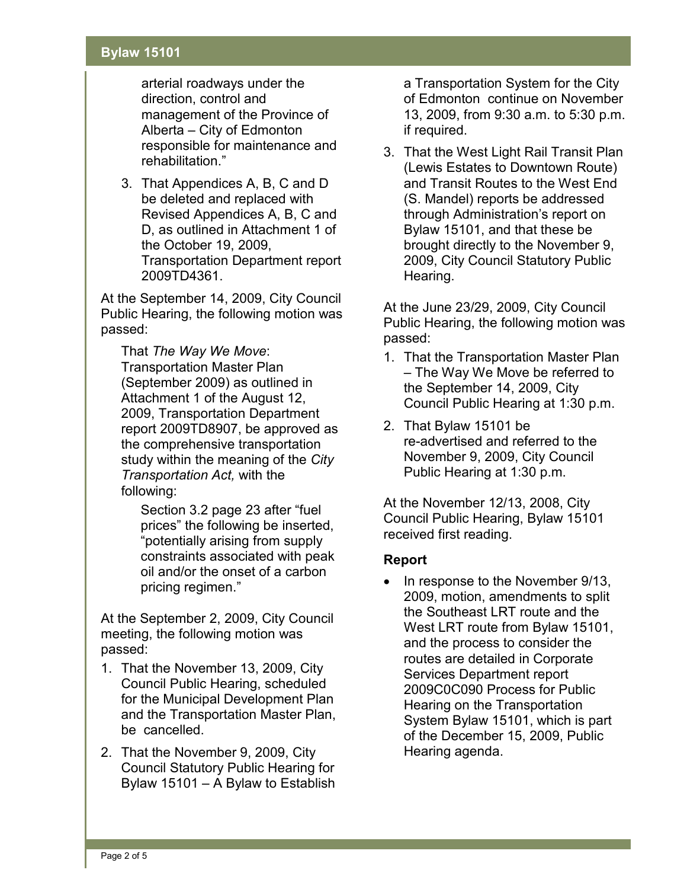arterial roadways under the direction, control and management of the Province of Alberta – City of Edmonton responsible for maintenance and rehabilitation."

3. That Appendices A, B, C and D be deleted and replaced with Revised Appendices A, B, C and D, as outlined in Attachment 1 of the October 19, 2009, Transportation Department report 2009TD4361.

At the September 14, 2009, City Council Public Hearing, the following motion was passed:

> That *The Way We Move*: Transportation Master Plan (September 2009) as outlined in Attachment 1 of the August 12, 2009, Transportation Department report 2009TD8907, be approved as the comprehensive transportation study within the meaning of the *City Transportation Act,* with the following:
>
> > Section 3.2 page 23 after "fuel prices" the following be inserted, "potentially arising from supply constraints associated with peak oil and/or the onset of a carbon pricing regimen."

At the September 2, 2009, City Council meeting, the following motion was passed:

1. That the November 13, 2009, City Council Public Hearing, scheduled for the Municipal Development Plan and the Transportation Master Plan, be cancelled.
2. That the November 9, 2009, City Council Statutory Public Hearing for Bylaw 15101 – A Bylaw to Establish a Transportation System for the City of Edmonton continue on November 13, 2009, from 9:30 a.m. to 5:30 p.m. if required.
3. That the West Light Rail Transit Plan (Lewis Estates to Downtown Route) and Transit Routes to the West End (S. Mandel) reports be addressed through Administration's report on Bylaw 15101, and that these be brought directly to the November 9, 2009, City Council Statutory Public Hearing.

At the June 23/29, 2009, City Council Public Hearing, the following motion was passed:

1. That the Transportation Master Plan – The Way We Move be referred to the September 14, 2009, City Council Public Hearing at 1:30 p.m.
2. That Bylaw 15101 be re-advertised and referred to the November 9, 2009, City Council Public Hearing at 1:30 p.m.

At the November 12/13, 2008, City Council Public Hearing, Bylaw 15101 received first reading.

## Report

- In response to the November 9/13, 2009, motion, amendments to split the Southeast LRT route and the West LRT route from Bylaw 15101, and the process to consider the routes are detailed in Corporate Services Department report 2009C0C090 Process for Public Hearing on the Transportation System Bylaw 15101, which is part of the December 15, 2009, Public Hearing agenda.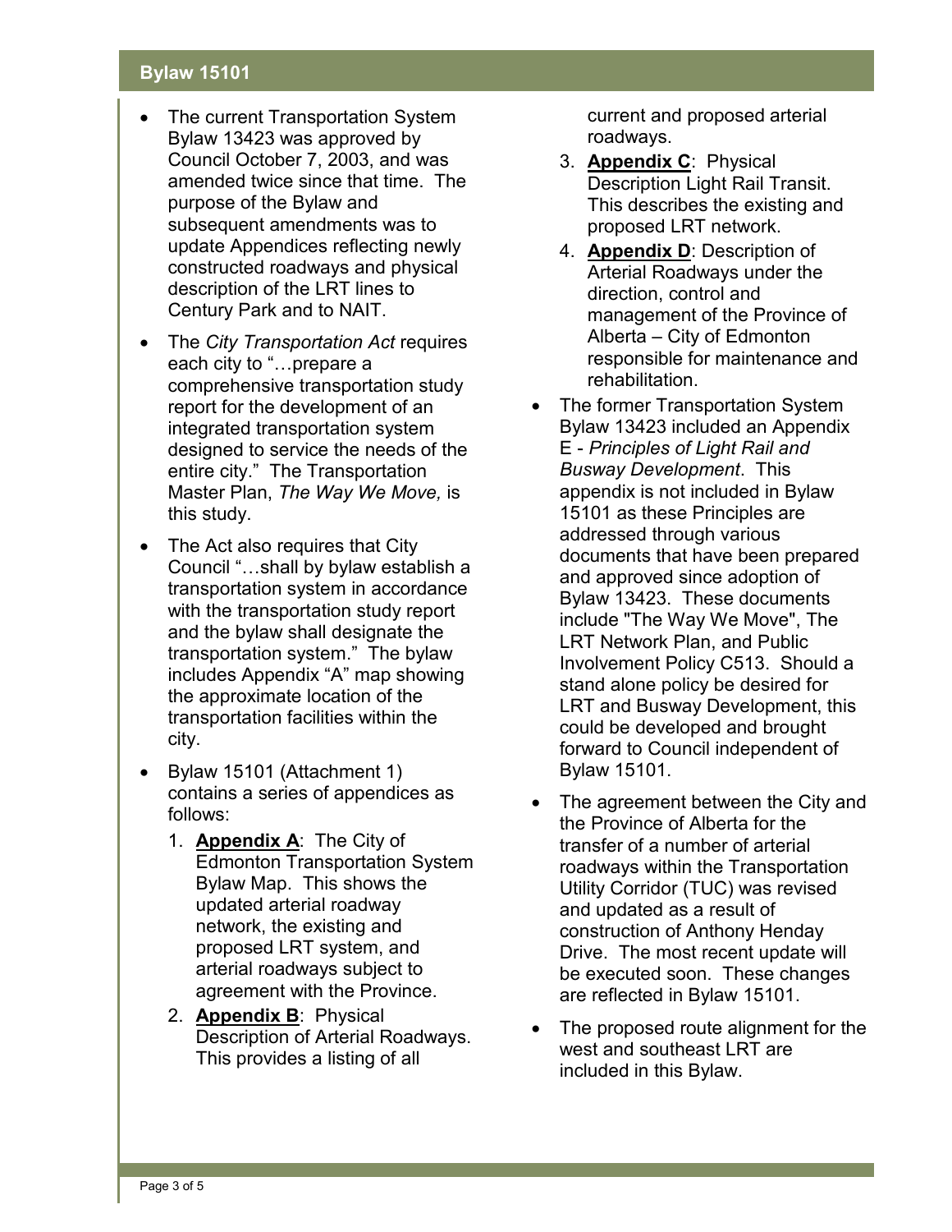- The current Transportation System Bylaw 13423 was approved by Council October 7, 2003, and was amended twice since that time. The purpose of the Bylaw and subsequent amendments was to update Appendices reflecting newly constructed roadways and physical description of the LRT lines to Century Park and to NAIT.
- The *City Transportation Act* requires each city to "…prepare a comprehensive transportation study report for the development of an integrated transportation system designed to service the needs of the entire city." The Transportation Master Plan, *The Way We Move,* is this study.
- The Act also requires that City Council "…shall by bylaw establish a transportation system in accordance with the transportation study report and the bylaw shall designate the transportation system." The bylaw includes Appendix "A" map showing the approximate location of the transportation facilities within the city.
- Bylaw 15101 (Attachment 1) contains a series of appendices as follows:
    1. **Appendix A**: The City of Edmonton Transportation System Bylaw Map. This shows the updated arterial roadway network, the existing and proposed LRT system, and arterial roadways subject to agreement with the Province.
    2. **Appendix B**: Physical Description of Arterial Roadways. This provides a listing of all current and proposed arterial roadways.
    3. **Appendix C**: Physical Description Light Rail Transit. This describes the existing and proposed LRT network.
    4. **Appendix D**: Description of Arterial Roadways under the direction, control and management of the Province of Alberta – City of Edmonton responsible for maintenance and rehabilitation.
- The former Transportation System Bylaw 13423 included an Appendix E - *Principles of Light Rail and Busway Development*. This appendix is not included in Bylaw 15101 as these Principles are addressed through various documents that have been prepared and approved since adoption of Bylaw 13423. These documents include "The Way We Move", The LRT Network Plan, and Public Involvement Policy C513. Should a stand alone policy be desired for LRT and Busway Development, this could be developed and brought forward to Council independent of Bylaw 15101.
- The agreement between the City and the Province of Alberta for the transfer of a number of arterial roadways within the Transportation Utility Corridor (TUC) was revised and updated as a result of construction of Anthony Henday Drive. The most recent update will be executed soon. These changes are reflected in Bylaw 15101.
- The proposed route alignment for the west and southeast LRT are included in this Bylaw.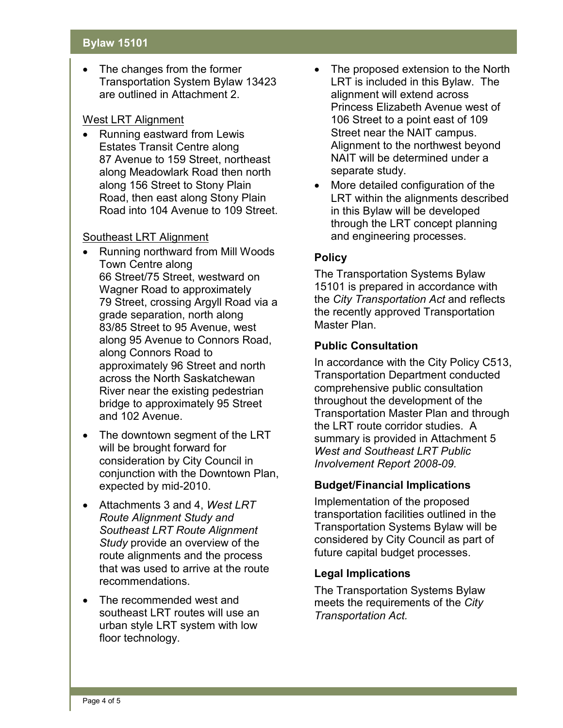- The changes from the former Transportation System Bylaw 13423 are outlined in Attachment 2.

West LRT Alignment

- Running eastward from Lewis Estates Transit Centre along 87 Avenue to 159 Street, northeast along Meadowlark Road then north along 156 Street to Stony Plain Road, then east along Stony Plain Road into 104 Avenue to 109 Street.

Southeast LRT Alignment

- Running northward from Mill Woods Town Centre along 66 Street/75 Street, westward on Wagner Road to approximately 79 Street, crossing Argyll Road via a grade separation, north along 83/85 Street to 95 Avenue, west along 95 Avenue to Connors Road, along Connors Road to approximately 96 Street and north across the North Saskatchewan River near the existing pedestrian bridge to approximately 95 Street and 102 Avenue.
- The downtown segment of the LRT will be brought forward for consideration by City Council in conjunction with the Downtown Plan, expected by mid-2010.
- Attachments 3 and 4, *West LRT Route Alignment Study and Southeast LRT Route Alignment Study* provide an overview of the route alignments and the process that was used to arrive at the route recommendations.
- The recommended west and southeast LRT routes will use an urban style LRT system with low floor technology.
- The proposed extension to the North LRT is included in this Bylaw. The alignment will extend across Princess Elizabeth Avenue west of 106 Street to a point east of 109 Street near the NAIT campus. Alignment to the northwest beyond NAIT will be determined under a separate study.
- More detailed configuration of the LRT within the alignments described in this Bylaw will be developed through the LRT concept planning and engineering processes.

**Policy**

The Transportation Systems Bylaw 15101 is prepared in accordance with the *City Transportation Act* and reflects the recently approved Transportation Master Plan.

**Public Consultation**

In accordance with the City Policy C513, Transportation Department conducted comprehensive public consultation throughout the development of the Transportation Master Plan and through the LRT route corridor studies. A summary is provided in Attachment 5 *West and Southeast LRT Public Involvement Report 2008-09.*

**Budget/Financial Implications**

Implementation of the proposed transportation facilities outlined in the Transportation Systems Bylaw will be considered by City Council as part of future capital budget processes.

**Legal Implications**

The Transportation Systems Bylaw meets the requirements of the *City Transportation Act.*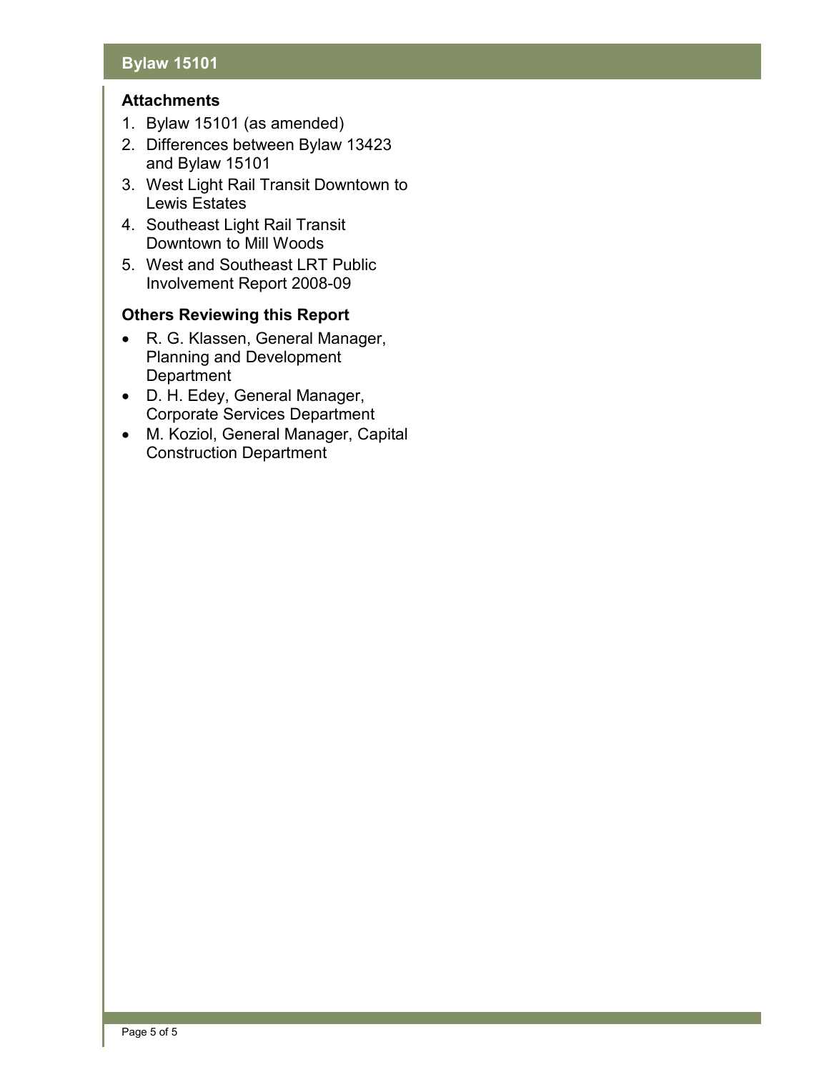### Attachments

1. Bylaw 15101 (as amended)
2. Differences between Bylaw 13423 and Bylaw 15101
3. West Light Rail Transit Downtown to Lewis Estates
4. Southeast Light Rail Transit Downtown to Mill Woods
5. West and Southeast LRT Public Involvement Report 2008-09

### Others Reviewing this Report

- R. G. Klassen, General Manager, Planning and Development Department
- D. H. Edey, General Manager, Corporate Services Department
- M. Koziol, General Manager, Capital Construction Department